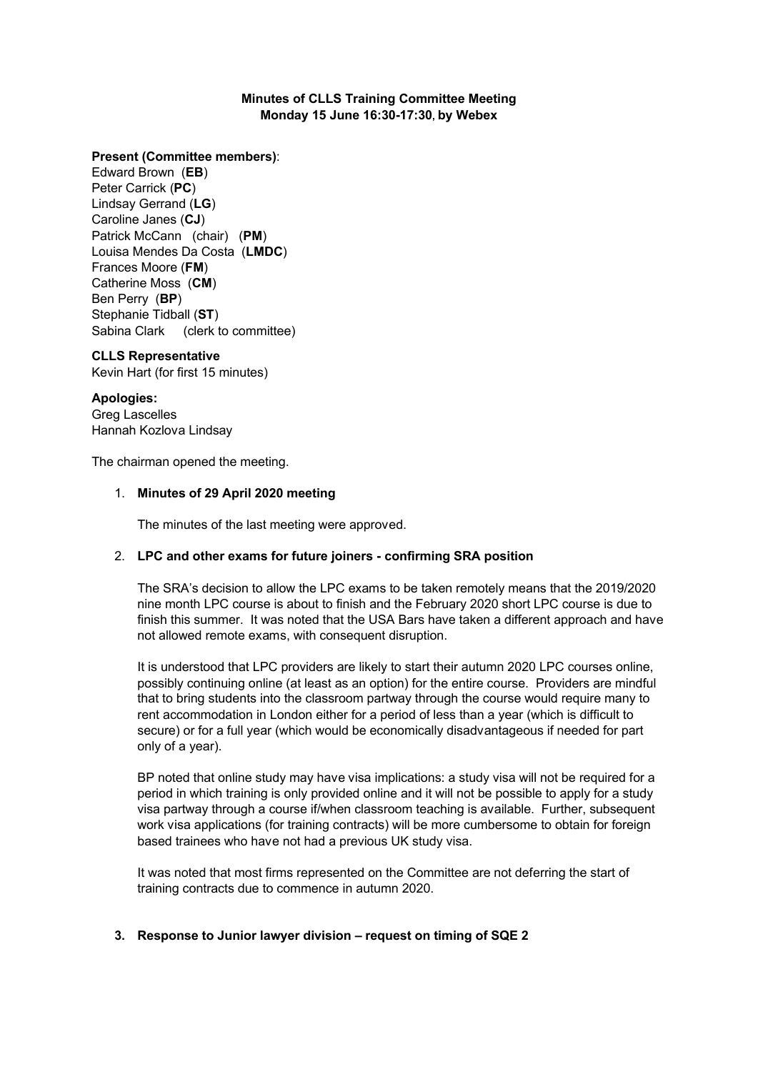**Minutes of CLLS Training Committee Meeting**
**Monday 15 June 16:30-17:30, by Webex**

**Present (Committee members)**:
Edward Brown (**EB**)
Peter Carrick (**PC**)
Lindsay Gerrand (**LG**)
Caroline Janes (**CJ**)
Patrick McCann (chair) (**PM**)
Louisa Mendes Da Costa (**LMDC**)
Frances Moore (**FM**)
Catherine Moss (**CM**)
Ben Perry (**BP**)
Stephanie Tidball (**ST**)
Sabina Clark (clerk to committee)

**CLLS Representative**
Kevin Hart (for first 15 minutes)

**Apologies:**
Greg Lascelles
Hannah Kozlova Lindsay

The chairman opened the meeting.

1. **Minutes of 29 April 2020 meeting**

   The minutes of the last meeting were approved.

2. **LPC and other exams for future joiners - confirming SRA position**

   The SRA's decision to allow the LPC exams to be taken remotely means that the 2019/2020 nine month LPC course is about to finish and the February 2020 short LPC course is due to finish this summer. It was noted that the USA Bars have taken a different approach and have not allowed remote exams, with consequent disruption.

   It is understood that LPC providers are likely to start their autumn 2020 LPC courses online, possibly continuing online (at least as an option) for the entire course. Providers are mindful that to bring students into the classroom partway through the course would require many to rent accommodation in London either for a period of less than a year (which is difficult to secure) or for a full year (which would be economically disadvantageous if needed for part only of a year).

   BP noted that online study may have visa implications: a study visa will not be required for a period in which training is only provided online and it will not be possible to apply for a study visa partway through a course if/when classroom teaching is available. Further, subsequent work visa applications (for training contracts) will be more cumbersome to obtain for foreign based trainees who have not had a previous UK study visa.

   It was noted that most firms represented on the Committee are not deferring the start of training contracts due to commence in autumn 2020.

3. **Response to Junior lawyer division – request on timing of SQE 2**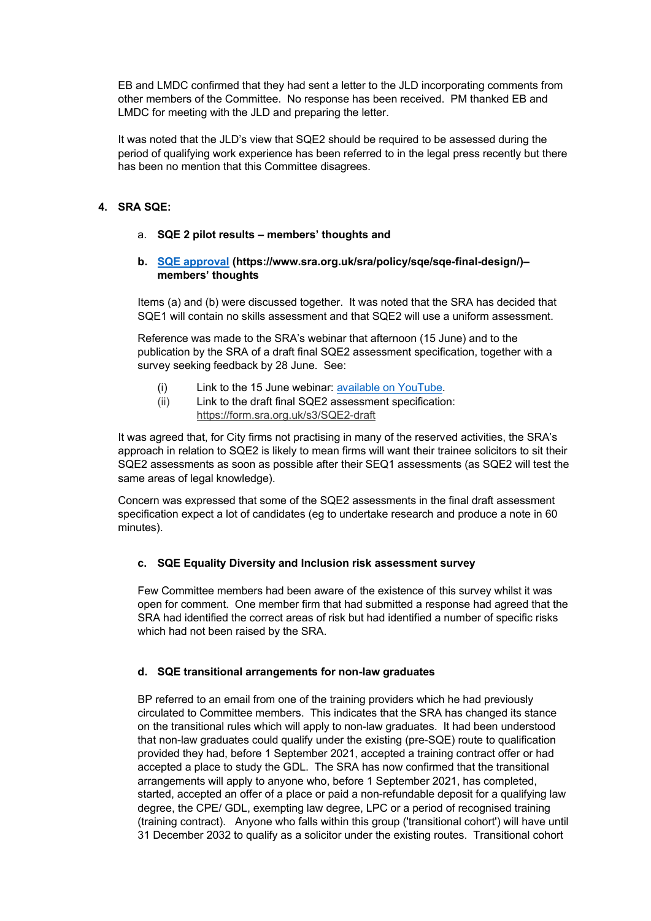EB and LMDC confirmed that they had sent a letter to the JLD incorporating comments from other members of the Committee. No response has been received. PM thanked EB and LMDC for meeting with the JLD and preparing the letter.

It was noted that the JLD's view that SQE2 should be required to be assessed during the period of qualifying work experience has been referred to in the legal press recently but there has been no mention that this Committee disagrees.

**4. SRA SQE:**

a. **SQE 2 pilot results – members' thoughts and**

b. **[SQE approval](https://www.sra.org.uk/sra/policy/sqe/sqe-final-design/) (https://www.sra.org.uk/sra/policy/sqe/sqe-final-design/)– members' thoughts**

Items (a) and (b) were discussed together. It was noted that the SRA has decided that SQE1 will contain no skills assessment and that SQE2 will use a uniform assessment.

Reference was made to the SRA's webinar that afternoon (15 June) and to the publication by the SRA of a draft final SQE2 assessment specification, together with a survey seeking feedback by 28 June. See:

(i) Link to the 15 June webinar: available on YouTube.
(ii) Link to the draft final SQE2 assessment specification: https://form.sra.org.uk/s3/SQE2-draft

It was agreed that, for City firms not practising in many of the reserved activities, the SRA's approach in relation to SQE2 is likely to mean firms will want their trainee solicitors to sit their SQE2 assessments as soon as possible after their SEQ1 assessments (as SQE2 will test the same areas of legal knowledge).

Concern was expressed that some of the SQE2 assessments in the final draft assessment specification expect a lot of candidates (eg to undertake research and produce a note in 60 minutes).

**c. SQE Equality Diversity and Inclusion risk assessment survey**

Few Committee members had been aware of the existence of this survey whilst it was open for comment. One member firm that had submitted a response had agreed that the SRA had identified the correct areas of risk but had identified a number of specific risks which had not been raised by the SRA.

**d. SQE transitional arrangements for non-law graduates**

BP referred to an email from one of the training providers which he had previously circulated to Committee members. This indicates that the SRA has changed its stance on the transitional rules which will apply to non-law graduates. It had been understood that non-law graduates could qualify under the existing (pre-SQE) route to qualification provided they had, before 1 September 2021, accepted a training contract offer or had accepted a place to study the GDL. The SRA has now confirmed that the transitional arrangements will apply to anyone who, before 1 September 2021, has completed, started, accepted an offer of a place or paid a non-refundable deposit for a qualifying law degree, the CPE/ GDL, exempting law degree, LPC or a period of recognised training (training contract). Anyone who falls within this group ('transitional cohort') will have until 31 December 2032 to qualify as a solicitor under the existing routes. Transitional cohort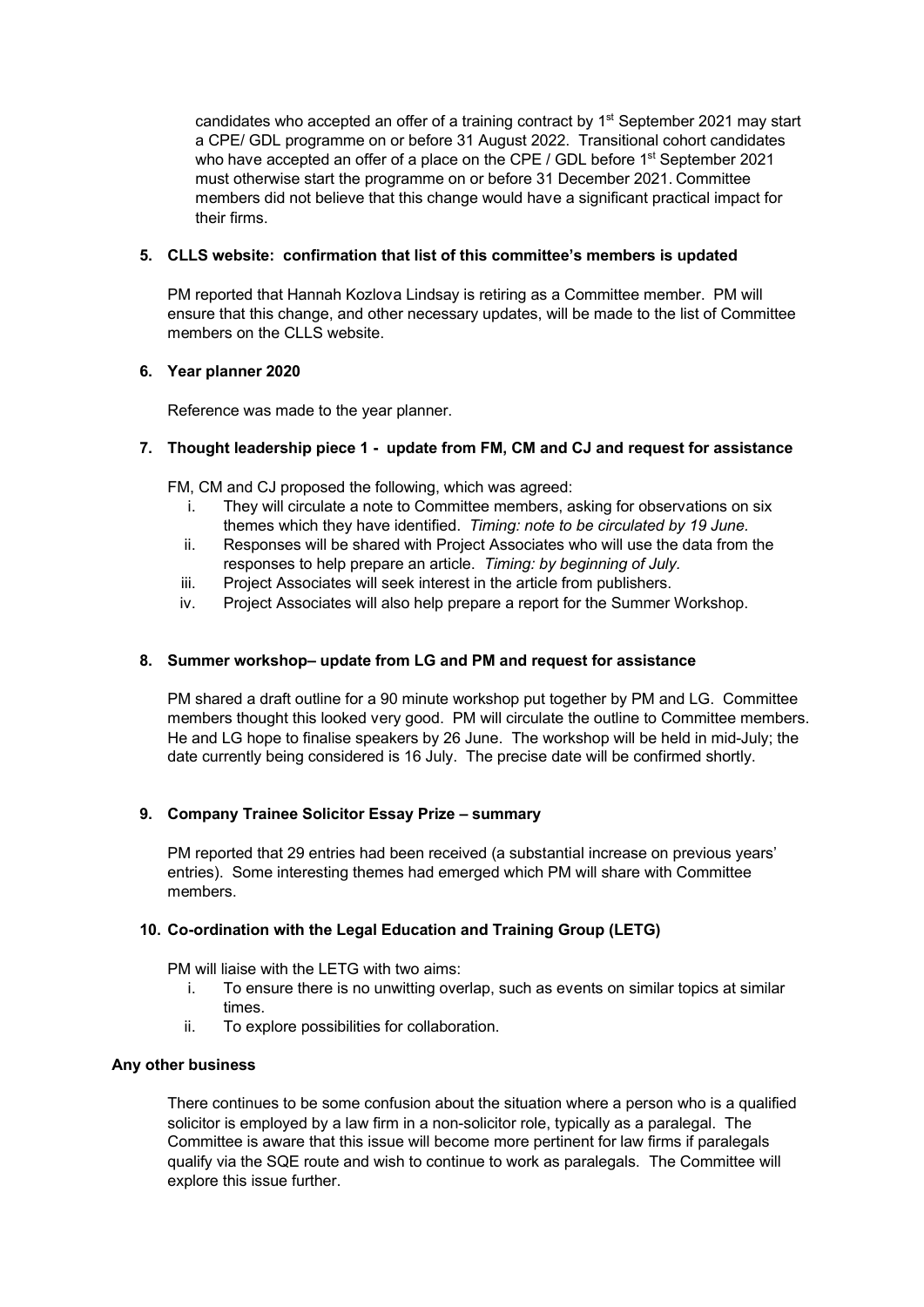candidates who accepted an offer of a training contract by 1st September 2021 may start a CPE/ GDL programme on or before 31 August 2022. Transitional cohort candidates who have accepted an offer of a place on the CPE / GDL before 1st September 2021 must otherwise start the programme on or before 31 December 2021. Committee members did not believe that this change would have a significant practical impact for their firms.

**5. CLLS website: confirmation that list of this committee's members is updated**

PM reported that Hannah Kozlova Lindsay is retiring as a Committee member. PM will ensure that this change, and other necessary updates, will be made to the list of Committee members on the CLLS website.

**6. Year planner 2020**

Reference was made to the year planner.

**7. Thought leadership piece 1 - update from FM, CM and CJ and request for assistance**

FM, CM and CJ proposed the following, which was agreed:

i. They will circulate a note to Committee members, asking for observations on six themes which they have identified. *Timing: note to be circulated by 19 June.*
ii. Responses will be shared with Project Associates who will use the data from the responses to help prepare an article. *Timing: by beginning of July.*
iii. Project Associates will seek interest in the article from publishers.
iv. Project Associates will also help prepare a report for the Summer Workshop.

**8. Summer workshop– update from LG and PM and request for assistance**

PM shared a draft outline for a 90 minute workshop put together by PM and LG. Committee members thought this looked very good. PM will circulate the outline to Committee members. He and LG hope to finalise speakers by 26 June. The workshop will be held in mid-July; the date currently being considered is 16 July. The precise date will be confirmed shortly.

**9. Company Trainee Solicitor Essay Prize – summary**

PM reported that 29 entries had been received (a substantial increase on previous years' entries). Some interesting themes had emerged which PM will share with Committee members.

**10. Co-ordination with the Legal Education and Training Group (LETG)**

PM will liaise with the LETG with two aims:

i. To ensure there is no unwitting overlap, such as events on similar topics at similar times.
ii. To explore possibilities for collaboration.

**Any other business**

There continues to be some confusion about the situation where a person who is a qualified solicitor is employed by a law firm in a non-solicitor role, typically as a paralegal. The Committee is aware that this issue will become more pertinent for law firms if paralegals qualify via the SQE route and wish to continue to work as paralegals. The Committee will explore this issue further.